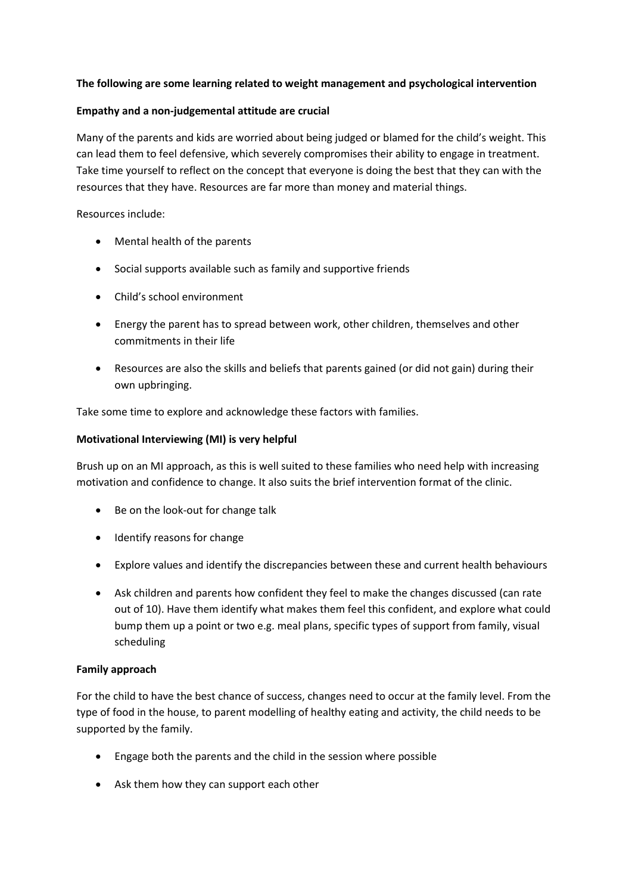**The following are some learning related to weight management and psychological intervention**

**Empathy and a non-judgemental attitude are crucial**

Many of the parents and kids are worried about being judged or blamed for the child's weight. This can lead them to feel defensive, which severely compromises their ability to engage in treatment. Take time yourself to reflect on the concept that everyone is doing the best that they can with the resources that they have. Resources are far more than money and material things.

Resources include:

- Mental health of the parents
- Social supports available such as family and supportive friends
- Child's school environment
- Energy the parent has to spread between work, other children, themselves and other commitments in their life
- Resources are also the skills and beliefs that parents gained (or did not gain) during their own upbringing.

Take some time to explore and acknowledge these factors with families.

**Motivational Interviewing (MI) is very helpful**

Brush up on an MI approach, as this is well suited to these families who need help with increasing motivation and confidence to change. It also suits the brief intervention format of the clinic.

- Be on the look-out for change talk
- Identify reasons for change
- Explore values and identify the discrepancies between these and current health behaviours
- Ask children and parents how confident they feel to make the changes discussed (can rate out of 10). Have them identify what makes them feel this confident, and explore what could bump them up a point or two e.g. meal plans, specific types of support from family, visual scheduling

**Family approach**

For the child to have the best chance of success, changes need to occur at the family level. From the type of food in the house, to parent modelling of healthy eating and activity, the child needs to be supported by the family.

- Engage both the parents and the child in the session where possible
- Ask them how they can support each other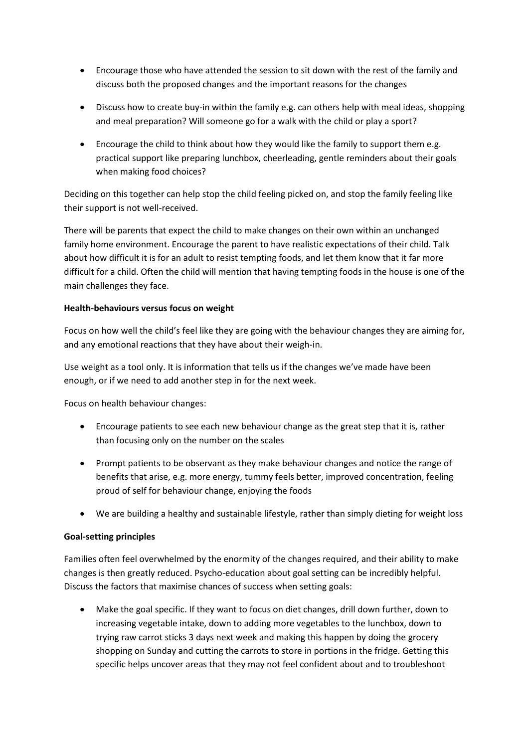- Encourage those who have attended the session to sit down with the rest of the family and discuss both the proposed changes and the important reasons for the changes
- Discuss how to create buy-in within the family e.g. can others help with meal ideas, shopping and meal preparation? Will someone go for a walk with the child or play a sport?
- Encourage the child to think about how they would like the family to support them e.g. practical support like preparing lunchbox, cheerleading, gentle reminders about their goals when making food choices?

Deciding on this together can help stop the child feeling picked on, and stop the family feeling like their support is not well-received.

There will be parents that expect the child to make changes on their own within an unchanged family home environment. Encourage the parent to have realistic expectations of their child. Talk about how difficult it is for an adult to resist tempting foods, and let them know that it far more difficult for a child. Often the child will mention that having tempting foods in the house is one of the main challenges they face.

**Health-behaviours versus focus on weight**

Focus on how well the child's feel like they are going with the behaviour changes they are aiming for, and any emotional reactions that they have about their weigh-in.

Use weight as a tool only. It is information that tells us if the changes we've made have been enough, or if we need to add another step in for the next week.

Focus on health behaviour changes:

- Encourage patients to see each new behaviour change as the great step that it is, rather than focusing only on the number on the scales
- Prompt patients to be observant as they make behaviour changes and notice the range of benefits that arise, e.g. more energy, tummy feels better, improved concentration, feeling proud of self for behaviour change, enjoying the foods
- We are building a healthy and sustainable lifestyle, rather than simply dieting for weight loss

**Goal-setting principles**

Families often feel overwhelmed by the enormity of the changes required, and their ability to make changes is then greatly reduced. Psycho-education about goal setting can be incredibly helpful. Discuss the factors that maximise chances of success when setting goals:

- Make the goal specific. If they want to focus on diet changes, drill down further, down to increasing vegetable intake, down to adding more vegetables to the lunchbox, down to trying raw carrot sticks 3 days next week and making this happen by doing the grocery shopping on Sunday and cutting the carrots to store in portions in the fridge. Getting this specific helps uncover areas that they may not feel confident about and to troubleshoot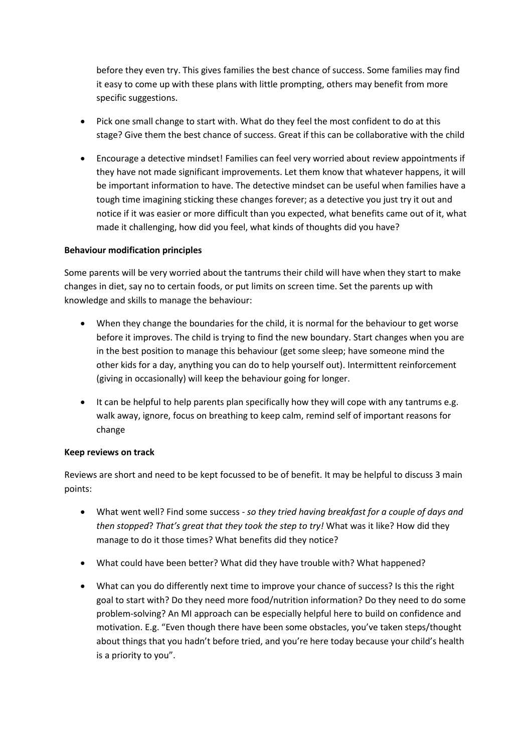before they even try. This gives families the best chance of success. Some families may find it easy to come up with these plans with little prompting, others may benefit from more specific suggestions.

- Pick one small change to start with. What do they feel the most confident to do at this stage? Give them the best chance of success. Great if this can be collaborative with the child
- Encourage a detective mindset! Families can feel very worried about review appointments if they have not made significant improvements. Let them know that whatever happens, it will be important information to have. The detective mindset can be useful when families have a tough time imagining sticking these changes forever; as a detective you just try it out and notice if it was easier or more difficult than you expected, what benefits came out of it, what made it challenging, how did you feel, what kinds of thoughts did you have?

**Behaviour modification principles**

Some parents will be very worried about the tantrums their child will have when they start to make changes in diet, say no to certain foods, or put limits on screen time. Set the parents up with knowledge and skills to manage the behaviour:

- When they change the boundaries for the child, it is normal for the behaviour to get worse before it improves. The child is trying to find the new boundary. Start changes when you are in the best position to manage this behaviour (get some sleep; have someone mind the other kids for a day, anything you can do to help yourself out). Intermittent reinforcement (giving in occasionally) will keep the behaviour going for longer.
- It can be helpful to help parents plan specifically how they will cope with any tantrums e.g. walk away, ignore, focus on breathing to keep calm, remind self of important reasons for change

**Keep reviews on track**

Reviews are short and need to be kept focussed to be of benefit. It may be helpful to discuss 3 main points:

- What went well? Find some success - *so they tried having breakfast for a couple of days and then stopped? That's great that they took the step to try!* What was it like? How did they manage to do it those times? What benefits did they notice?
- What could have been better? What did they have trouble with? What happened?
- What can you do differently next time to improve your chance of success? Is this the right goal to start with? Do they need more food/nutrition information? Do they need to do some problem-solving? An MI approach can be especially helpful here to build on confidence and motivation. E.g. "Even though there have been some obstacles, you've taken steps/thought about things that you hadn't before tried, and you're here today because your child's health is a priority to you".